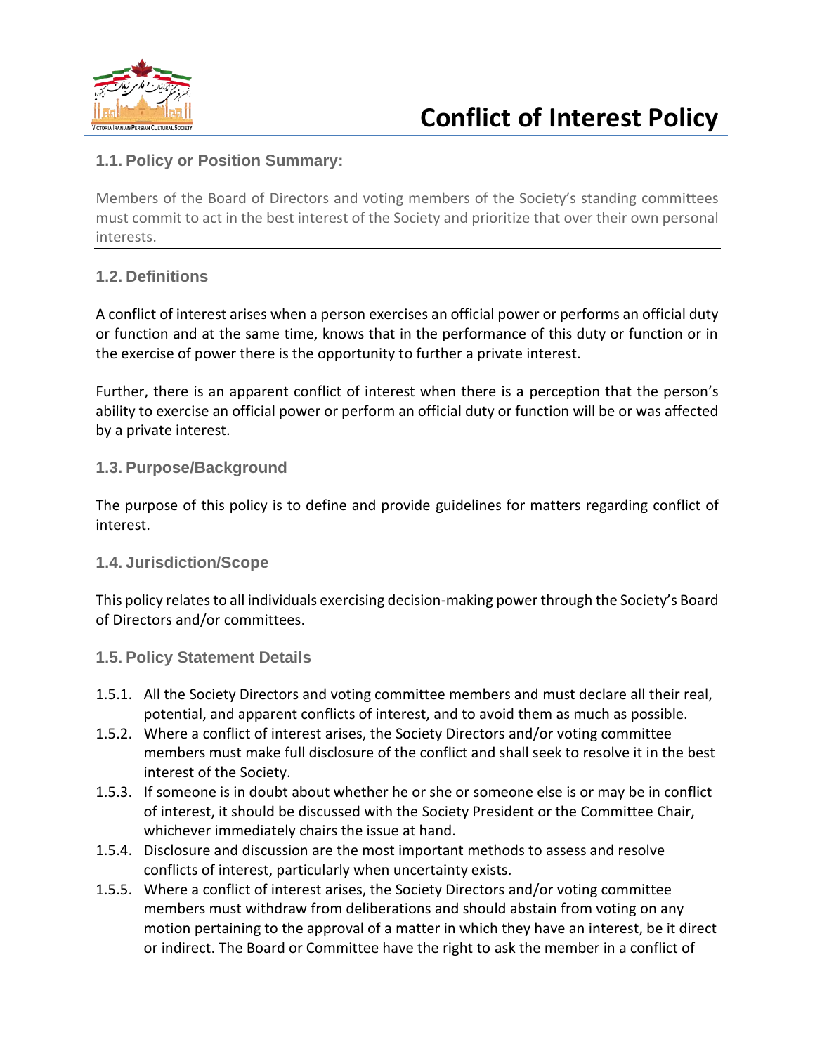# Conflict of Interest Policy

## 1.1. Policy or Position Summary:

Members of the Board of Directors and voting members of the Society's standing committees must commit to act in the best interest of the Society and prioritize that over their own personal interests.

---

## 1.2. Definitions

A conflict of interest arises when a person exercises an official power or performs an official duty or function and at the same time, knows that in the performance of this duty or function or in the exercise of power there is the opportunity to further a private interest.

Further, there is an apparent conflict of interest when there is a perception that the person's ability to exercise an official power or perform an official duty or function will be or was affected by a private interest.

## 1.3. Purpose/Background

The purpose of this policy is to define and provide guidelines for matters regarding conflict of interest.

## 1.4. Jurisdiction/Scope

This policy relates to all individuals exercising decision-making power through the Society's Board of Directors and/or committees.

## 1.5. Policy Statement Details

1.5.1. All the Society Directors and voting committee members and must declare all their real, potential, and apparent conflicts of interest, and to avoid them as much as possible.

1.5.2. Where a conflict of interest arises, the Society Directors and/or voting committee members must make full disclosure of the conflict and shall seek to resolve it in the best interest of the Society.

1.5.3. If someone is in doubt about whether he or she or someone else is or may be in conflict of interest, it should be discussed with the Society President or the Committee Chair, whichever immediately chairs the issue at hand.

1.5.4. Disclosure and discussion are the most important methods to assess and resolve conflicts of interest, particularly when uncertainty exists.

1.5.5. Where a conflict of interest arises, the Society Directors and/or voting committee members must withdraw from deliberations and should abstain from voting on any motion pertaining to the approval of a matter in which they have an interest, be it direct or indirect. The Board or Committee have the right to ask the member in a conflict of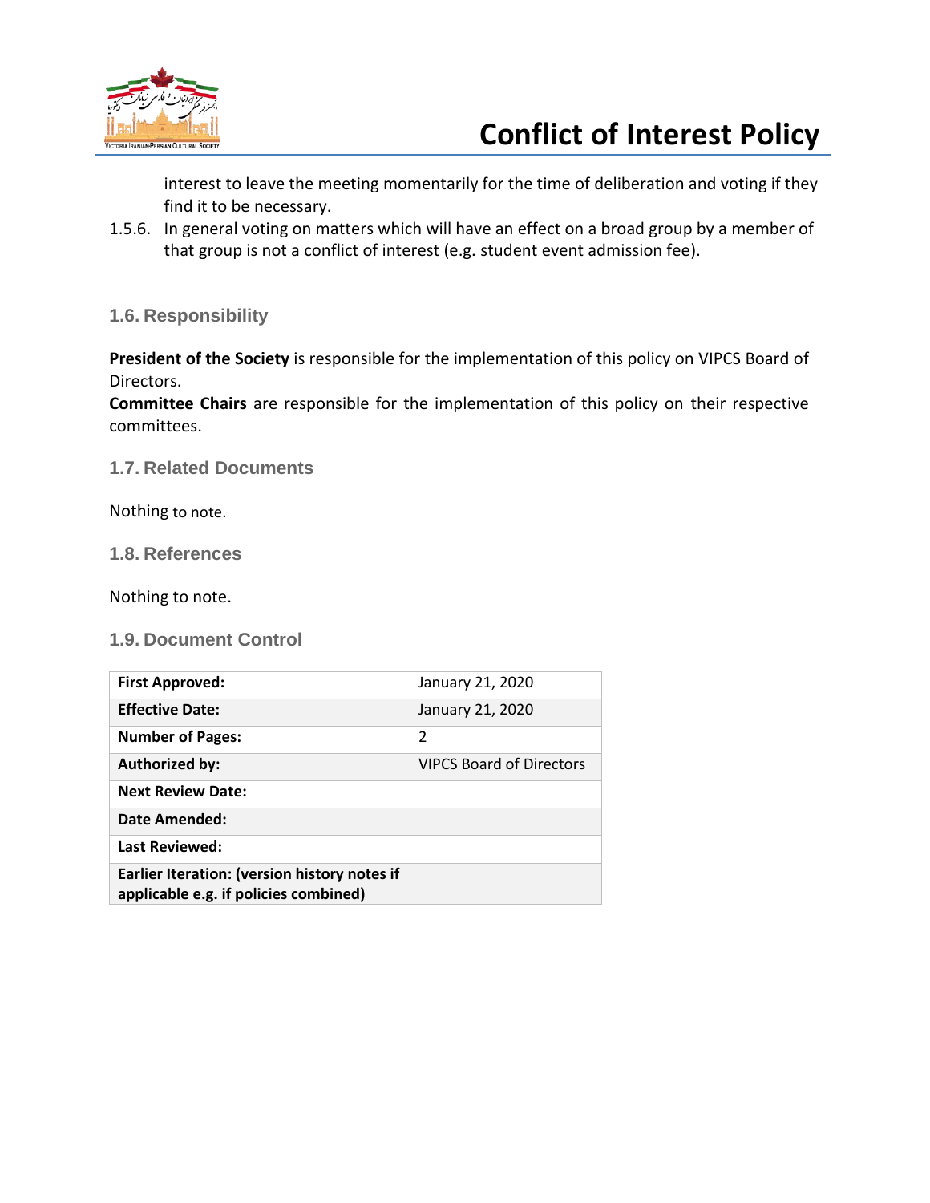interest to leave the meeting momentarily for the time of deliberation and voting if they find it to be necessary.

1.5.6. In general voting on matters which will have an effect on a broad group by a member of that group is not a conflict of interest (e.g. student event admission fee).

### 1.6. Responsibility

**President of the Society** is responsible for the implementation of this policy on VIPCS Board of Directors.
**Committee Chairs** are responsible for the implementation of this policy on their respective committees.

### 1.7. Related Documents

Nothing to note.

### 1.8. References

Nothing to note.

### 1.9. Document Control

| | |
|---|---|
| **First Approved:** | January 21, 2020 |
| **Effective Date:** | January 21, 2020 |
| **Number of Pages:** | 2 |
| **Authorized by:** | VIPCS Board of Directors |
| **Next Review Date:** | |
| **Date Amended:** | |
| **Last Reviewed:** | |
| **Earlier Iteration: (version history notes if applicable e.g. if policies combined)** | |